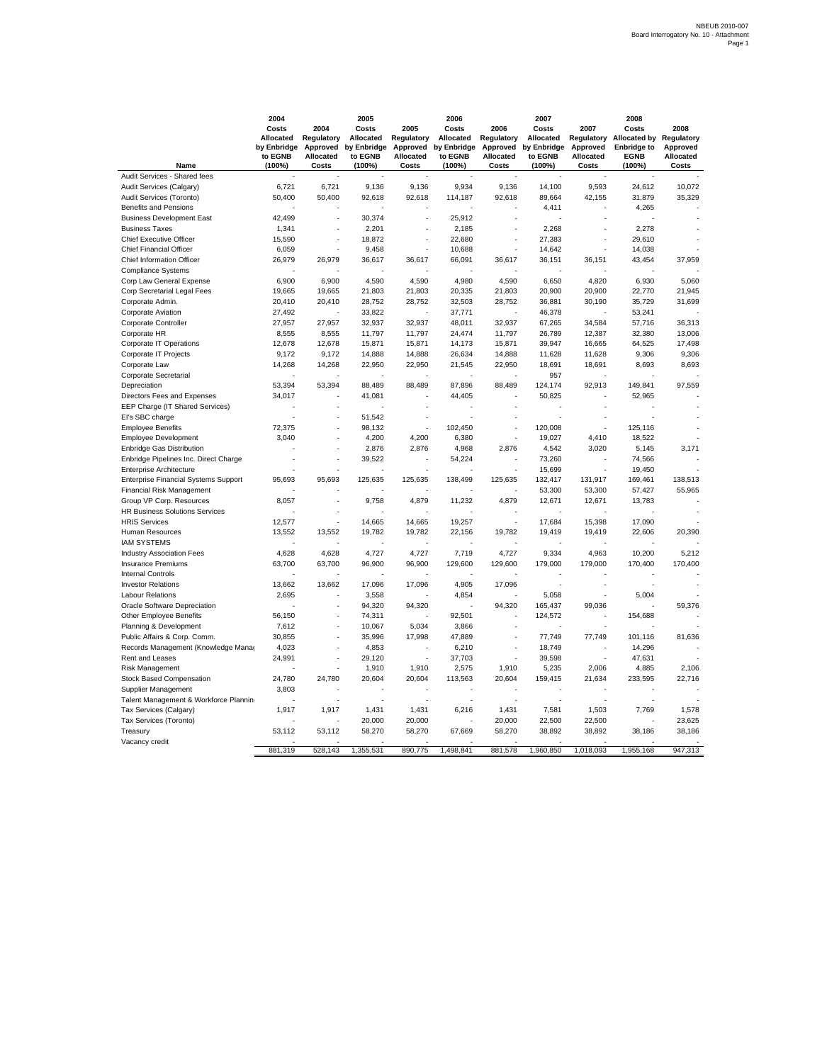| Name | 2004 Costs Allocated by Enbridge to EGNB (100%) | 2004 Regulatory Approved Allocated Costs | 2005 Costs Allocated by Enbridge to EGNB (100%) | 2005 Regulatory Approved Allocated Costs | 2006 Costs Allocated by Enbridge to EGNB (100%) | 2006 Regulatory Approved Allocated Costs | 2007 Costs Allocated by Enbridge to EGNB (100%) | 2007 Regulatory Approved Allocated Costs | 2008 Costs Allocated by Enbridge to EGNB (100%) | 2008 Regulatory Approved Allocated Costs |
|---|---|---|---|---|---|---|---|---|---|---|
| Audit Services - Shared fees | - | - | - | - | - | - | - | - | - | - |
| Audit Services (Calgary) | 6,721 | 6,721 | 9,136 | 9,136 | 9,934 | 9,136 | 14,100 | 9,593 | 24,612 | 10,072 |
| Audit Services (Toronto) | 50,400 | 50,400 | 92,618 | 92,618 | 114,187 | 92,618 | 89,664 | 42,155 | 31,879 | 35,329 |
| Benefits and Pensions | - | - | - | - | - | - | 4,411 | - | 4,265 | - |
| Business Development East | 42,499 | - | 30,374 | - | 25,912 | - | - | - | - | - |
| Business Taxes | 1,341 | - | 2,201 | - | 2,185 | - | 2,268 | - | 2,278 | - |
| Chief Executive Officer | 15,590 | - | 18,872 | - | 22,680 | - | 27,383 | - | 29,610 | - |
| Chief Financial Officer | 6,059 | - | 9,458 | - | 10,688 | - | 14,642 | - | 14,038 | - |
| Chief Information Officer | 26,979 | 26,979 | 36,617 | 36,617 | 66,091 | 36,617 | 36,151 | 36,151 | 43,454 | 37,959 |
| Compliance Systems | - | - | - | - | - | - | - | - | - | - |
| Corp Law General Expense | 6,900 | 6,900 | 4,590 | 4,590 | 4,980 | 4,590 | 6,650 | 4,820 | 6,930 | 5,060 |
| Corp Secretarial Legal Fees | 19,665 | 19,665 | 21,803 | 21,803 | 20,335 | 21,803 | 20,900 | 20,900 | 22,770 | 21,945 |
| Corporate Admin. | 20,410 | 20,410 | 28,752 | 28,752 | 32,503 | 28,752 | 36,881 | 30,190 | 35,729 | 31,699 |
| Corporate Aviation | 27,492 | - | 33,822 | - | 37,771 | - | 46,378 | - | 53,241 | - |
| Corporate Controller | 27,957 | 27,957 | 32,937 | 32,937 | 48,011 | 32,937 | 67,265 | 34,584 | 57,716 | 36,313 |
| Corporate HR | 8,555 | 8,555 | 11,797 | 11,797 | 24,474 | 11,797 | 26,789 | 12,387 | 32,380 | 13,006 |
| Corporate IT Operations | 12,678 | 12,678 | 15,871 | 15,871 | 14,173 | 15,871 | 39,947 | 16,665 | 64,525 | 17,498 |
| Corporate IT Projects | 9,172 | 9,172 | 14,888 | 14,888 | 26,634 | 14,888 | 11,628 | 11,628 | 9,306 | 9,306 |
| Corporate Law | 14,268 | 14,268 | 22,950 | 22,950 | 21,545 | 22,950 | 18,691 | 18,691 | 8,693 | 8,693 |
| Corporate Secretarial | - | - | - | - | - | - | 957 | - | - | - |
| Depreciation | 53,394 | 53,394 | 88,489 | 88,489 | 87,896 | 88,489 | 124,174 | 92,913 | 149,841 | 97,559 |
| Directors Fees and Expenses | 34,017 | - | 41,081 | - | 44,405 | - | 50,825 | - | 52,965 | - |
| EEP Charge (IT Shared Services) | - | - | - | - | - | - | - | - | - | - |
| EI's SBC charge | - | - | 51,542 | - | - | - | - | - | - | - |
| Employee Benefits | 72,375 | - | 98,132 | - | 102,450 | - | 120,008 | - | 125,116 | - |
| Employee Development | 3,040 | - | 4,200 | 4,200 | 6,380 | - | 19,027 | 4,410 | 18,522 | - |
| Enbridge Gas Distribution | - | - | 2,876 | 2,876 | 4,968 | 2,876 | 4,542 | 3,020 | 5,145 | 3,171 |
| Enbridge Pipelines Inc. Direct Charge | - | - | 39,522 | - | 54,224 | - | 73,260 | - | 74,566 | - |
| Enterprise Architecture | - | - | - | - | - | - | 15,699 | - | 19,450 | - |
| Enterprise Financial Systems Support | 95,693 | 95,693 | 125,635 | 125,635 | 138,499 | 125,635 | 132,417 | 131,917 | 169,461 | 138,513 |
| Financial Risk Management | - | - | - | - | - | - | 53,300 | 53,300 | 57,427 | 55,965 |
| Group VP Corp. Resources | 8,057 | - | 9,758 | 4,879 | 11,232 | 4,879 | 12,671 | 12,671 | 13,783 | - |
| HR Business Solutions Services | - | - | - | - | - | - | - | - | - | - |
| HRIS Services | 12,577 | - | 14,665 | 14,665 | 19,257 | - | 17,684 | 15,398 | 17,090 | - |
| Human Resources | 13,552 | 13,552 | 19,782 | 19,782 | 22,156 | 19,782 | 19,419 | 19,419 | 22,606 | 20,390 |
| IAM SYSTEMS | - | - | - | - | - | - | - | - | - | - |
| Industry Association Fees | 4,628 | 4,628 | 4,727 | 4,727 | 7,719 | 4,727 | 9,334 | 4,963 | 10,200 | 5,212 |
| Insurance Premiums | 63,700 | 63,700 | 96,900 | 96,900 | 129,600 | 129,600 | 179,000 | 179,000 | 170,400 | 170,400 |
| Internal Controls | - | - | - | - | - | - | - | - | - | - |
| Investor Relations | 13,662 | 13,662 | 17,096 | 17,096 | 4,905 | 17,096 | - | - | - | - |
| Labour Relations | 2,695 | - | 3,558 | - | 4,854 | - | 5,058 | - | 5,004 | - |
| Oracle Software Depreciation | - | - | 94,320 | 94,320 | - | 94,320 | 165,437 | 99,036 | - | 59,376 |
| Other Employee Benefits | 56,150 | - | 74,311 | - | 92,501 | - | 124,572 | - | 154,688 | - |
| Planning & Development | 7,612 | - | 10,067 | 5,034 | 3,866 | - | - | - | - | - |
| Public Affairs & Corp. Comm. | 30,855 | - | 35,996 | 17,998 | 47,889 | - | 77,749 | 77,749 | 101,116 | 81,636 |
| Records Management (Knowledge Mana | 4,023 | - | 4,853 | - | 6,210 | - | 18,749 | - | 14,296 | - |
| Rent and Leases | 24,991 | - | 29,120 | - | 37,703 | - | 39,598 | - | 47,631 | - |
| Risk Management | - | - | 1,910 | 1,910 | 2,575 | 1,910 | 5,235 | 2,006 | 4,885 | 2,106 |
| Stock Based Compensation | 24,780 | 24,780 | 20,604 | 20,604 | 113,563 | 20,604 | 159,415 | 21,634 | 233,595 | 22,716 |
| Supplier Management | 3,803 | - | - | - | - | - | - | - | - | - |
| Talent Management & Workforce Plannin | - | - | - | - | - | - | - | - | - | - |
| Tax Services (Calgary) | 1,917 | 1,917 | 1,431 | 1,431 | 6,216 | 1,431 | 7,581 | 1,503 | 7,769 | 1,578 |
| Tax Services (Toronto) | - | - | 20,000 | 20,000 | - | 20,000 | 22,500 | 22,500 | - | 23,625 |
| Treasury | 53,112 | 53,112 | 58,270 | 58,270 | 67,669 | 58,270 | 38,892 | 38,892 | 38,186 | 38,186 |
| Vacancy credit | - | - | - | - | - | - | - | - | - | - |
| | 881,319 | 528,143 | 1,355,531 | 890,775 | 1,498,841 | 881,578 | 1,960,850 | 1,018,093 | 1,955,168 | 947,313 |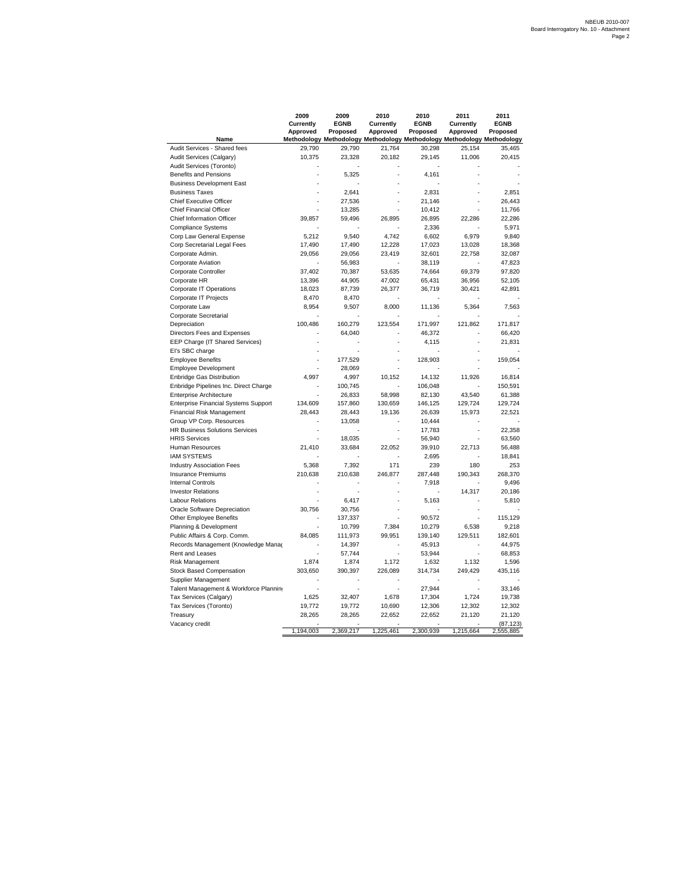| Name | 2009 Currently Approved Methodology | 2009 EGNB Proposed Methodology | 2010 Currently Approved Methodology | 2010 EGNB Proposed Methodology | 2011 Currently Approved Methodology | 2011 EGNB Proposed Methodology |
|---|---|---|---|---|---|---|
| Audit Services - Shared fees | 29,790 | 29,790 | 21,764 | 30,298 | 25,154 | 35,465 |
| Audit Services (Calgary) | 10,375 | 23,328 | 20,182 | 29,145 | 11,006 | 20,415 |
| Audit Services (Toronto) | - | - | - | - | - | - |
| Benefits and Pensions | - | 5,325 | - | 4,161 | - | - |
| Business Development East | - | - | - | - | - | - |
| Business Taxes | - | 2,641 | - | 2,831 | - | 2,851 |
| Chief Executive Officer | - | 27,536 | - | 21,146 | - | 26,443 |
| Chief Financial Officer | - | 13,285 | - | 10,412 | - | 11,766 |
| Chief Information Officer | 39,857 | 59,496 | 26,895 | 26,895 | 22,286 | 22,286 |
| Compliance Systems | - | - | - | 2,336 | - | 5,971 |
| Corp Law General Expense | 5,212 | 9,540 | 4,742 | 6,602 | 6,979 | 9,840 |
| Corp Secretarial Legal Fees | 17,490 | 17,490 | 12,228 | 17,023 | 13,028 | 18,368 |
| Corporate Admin. | 29,056 | 29,056 | 23,419 | 32,601 | 22,758 | 32,087 |
| Corporate Aviation | - | 56,983 | - | 38,119 | - | 47,823 |
| Corporate Controller | 37,402 | 70,387 | 53,635 | 74,664 | 69,379 | 97,820 |
| Corporate HR | 13,396 | 44,905 | 47,002 | 65,431 | 36,956 | 52,105 |
| Corporate IT Operations | 18,023 | 87,739 | 26,377 | 36,719 | 30,421 | 42,891 |
| Corporate IT Projects | 8,470 | 8,470 | - | - | - | - |
| Corporate Law | 8,954 | 9,507 | 8,000 | 11,136 | 5,364 | 7,563 |
| Corporate Secretarial | - | - | - | - | - | - |
| Depreciation | 100,486 | 160,279 | 123,554 | 171,997 | 121,862 | 171,817 |
| Directors Fees and Expenses | - | 64,040 | - | 46,372 | - | 66,420 |
| EEP Charge (IT Shared Services) | - | - | - | 4,115 | - | 21,831 |
| EI's SBC charge | - | - | - | - | - | - |
| Employee Benefits | - | 177,529 | - | 128,903 | - | 159,054 |
| Employee Development | - | 28,069 | - | - | - | - |
| Enbridge Gas Distribution | 4,997 | 4,997 | 10,152 | 14,132 | 11,926 | 16,814 |
| Enbridge Pipelines Inc. Direct Charge | - | 100,745 | - | 106,048 | - | 150,591 |
| Enterprise Architecture | - | 26,833 | 58,998 | 82,130 | 43,540 | 61,388 |
| Enterprise Financial Systems Support | 134,609 | 157,860 | 130,659 | 146,125 | 129,724 | 129,724 |
| Financial Risk Management | 28,443 | 28,443 | 19,136 | 26,639 | 15,973 | 22,521 |
| Group VP Corp. Resources | - | 13,058 | - | 10,444 | - | - |
| HR Business Solutions Services | - | - | - | 17,783 | - | 22,358 |
| HRIS Services | - | 18,035 | - | 56,940 | - | 63,560 |
| Human Resources | 21,410 | 33,684 | 22,052 | 39,910 | 22,713 | 56,488 |
| IAM SYSTEMS | - | - | - | 2,695 | - | 18,841 |
| Industry Association Fees | 5,368 | 7,392 | 171 | 239 | 180 | 253 |
| Insurance Premiums | 210,638 | 210,638 | 246,877 | 287,448 | 190,343 | 268,370 |
| Internal Controls | - | - | - | 7,918 | - | 9,496 |
| Investor Relations | - | - | - | - | 14,317 | 20,186 |
| Labour Relations | - | 6,417 | - | 5,163 | - | 5,810 |
| Oracle Software Depreciation | 30,756 | 30,756 | - | - | - | - |
| Other Employee Benefits | - | 137,337 | - | 90,572 | - | 115,129 |
| Planning & Development | - | 10,799 | 7,384 | 10,279 | 6,538 | 9,218 |
| Public Affairs & Corp. Comm. | 84,085 | 111,973 | 99,951 | 139,140 | 129,511 | 182,601 |
| Records Management (Knowledge Manag | - | 14,397 | - | 45,913 | - | 44,975 |
| Rent and Leases | - | 57,744 | - | 53,944 | - | 68,853 |
| Risk Management | 1,874 | 1,874 | 1,172 | 1,632 | 1,132 | 1,596 |
| Stock Based Compensation | 303,650 | 390,397 | 226,089 | 314,734 | 249,429 | 435,116 |
| Supplier Management | - | - | - | - | - | - |
| Talent Management & Workforce Plannin | - | - | - | 27,944 | - | 33,146 |
| Tax Services (Calgary) | 1,625 | 32,407 | 1,678 | 17,304 | 1,724 | 19,738 |
| Tax Services (Toronto) | 19,772 | 19,772 | 10,690 | 12,306 | 12,302 | 12,302 |
| Treasury | 28,265 | 28,265 | 22,652 | 22,652 | 21,120 | 21,120 |
| Vacancy credit | - | - | - | - | - | (87,123) |
| | 1,194,003 | 2,369,217 | 1,225,461 | 2,300,939 | 1,215,664 | 2,555,885 |